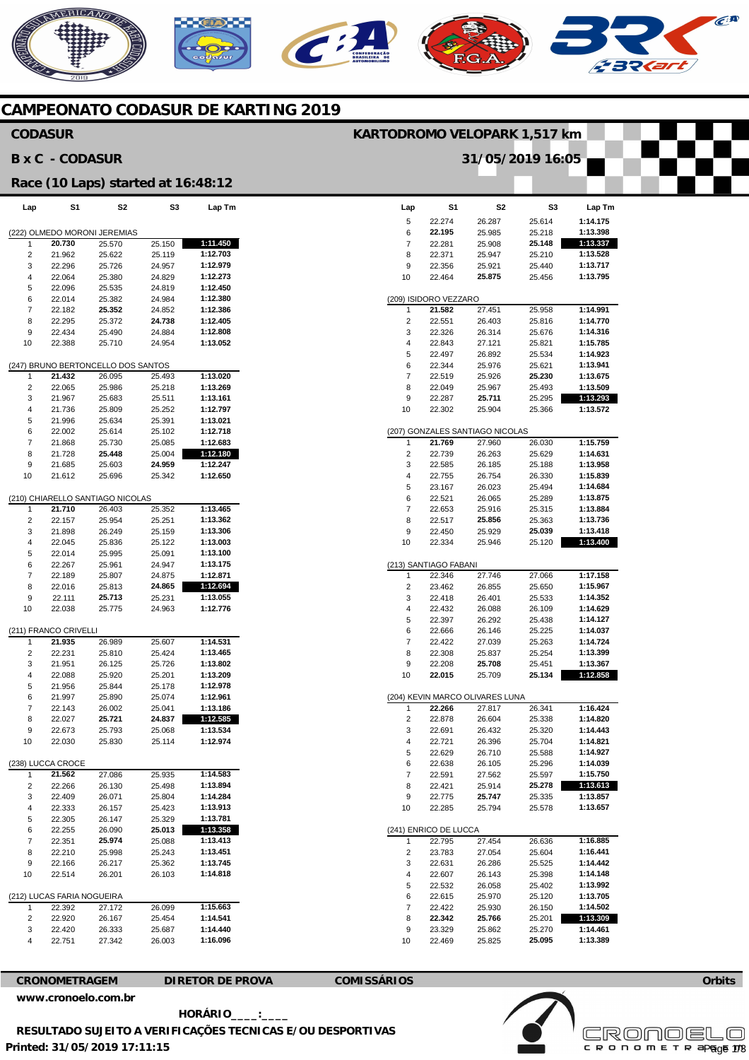# CAMPEONATO CODASUR DE KARTING 2019

## CODASUR

**KARTODROMO VELOPARK 1,517 km**

**B x C - CODASUR**

**31/05/2019 16:05**

**Race (10 Laps) started at 16:48:12**

| Lap | S1 | S2 | S3 | Lap Tm |
|---|---|---|---|---|
| **(222) OLMEDO MORONI JEREMIAS** | | | | |
| 1 | **20.730** | 25.570 | 25.150 | **1:11.450** |
| 2 | 21.962 | 25.622 | 25.119 | 1:12.703 |
| 3 | 22.296 | 25.726 | 24.957 | 1:12.979 |
| 4 | 22.064 | 25.380 | 24.829 | 1:12.273 |
| 5 | 22.096 | 25.535 | 24.819 | 1:12.450 |
| 6 | 22.014 | 25.382 | 24.984 | 1:12.380 |
| 7 | 22.182 | **25.352** | 24.852 | 1:12.386 |
| 8 | 22.295 | 25.372 | **24.738** | 1:12.405 |
| 9 | 22.434 | 25.490 | 24.884 | 1:12.808 |
| 10 | 22.388 | 25.710 | 24.954 | 1:13.052 |
| **(247) BRUNO BERTONCELLO DOS SANTOS** | | | | |
| 1 | **21.432** | 26.095 | 25.493 | 1:13.020 |
| 2 | 22.065 | 25.986 | 25.218 | 1:13.269 |
| 3 | 21.967 | 25.683 | 25.511 | 1:13.161 |
| 4 | 21.736 | 25.809 | 25.252 | 1:12.797 |
| 5 | 21.996 | 25.634 | 25.391 | 1:13.021 |
| 6 | 22.002 | 25.614 | 25.102 | 1:12.718 |
| 7 | 21.868 | 25.730 | 25.085 | 1:12.683 |
| 8 | 21.728 | **25.448** | 25.004 | **1:12.180** |
| 9 | 21.685 | 25.603 | **24.959** | 1:12.247 |
| 10 | 21.612 | 25.696 | 25.342 | 1:12.650 |
| **(210) CHIARELLO SANTIAGO NICOLAS** | | | | |
| 1 | **21.710** | 26.403 | 25.352 | 1:13.465 |
| 2 | 22.157 | 25.954 | 25.251 | 1:13.362 |
| 3 | 21.898 | 26.249 | 25.159 | 1:13.306 |
| 4 | 22.045 | 25.836 | 25.122 | 1:13.003 |
| 5 | 22.014 | 25.995 | 25.091 | 1:13.100 |
| 6 | 22.267 | 25.961 | 24.947 | 1:13.175 |
| 7 | 22.189 | 25.807 | 24.875 | 1:12.871 |
| 8 | 22.016 | 25.813 | **24.865** | **1:12.694** |
| 9 | 22.111 | **25.713** | 25.231 | 1:13.055 |
| 10 | 22.038 | 25.775 | 24.963 | 1:12.776 |
| **(211) FRANCO CRIVELLI** | | | | |
| 1 | **21.935** | 26.989 | 25.607 | 1:14.531 |
| 2 | 22.231 | 25.810 | 25.424 | 1:13.465 |
| 3 | 21.951 | 26.125 | 25.726 | 1:13.802 |
| 4 | 22.088 | 25.920 | 25.201 | 1:13.209 |
| 5 | 21.956 | 25.844 | 25.178 | 1:12.978 |
| 6 | 21.997 | 25.890 | 25.074 | 1:12.961 |
| 7 | 22.143 | 26.002 | 25.041 | 1:13.186 |
| 8 | 22.027 | **25.721** | **24.837** | **1:12.585** |
| 9 | 22.673 | 25.793 | 25.068 | 1:13.534 |
| 10 | 22.030 | 25.830 | 25.114 | 1:12.974 |
| **(238) LUCCA CROCE** | | | | |
| 1 | **21.562** | 27.086 | 25.935 | 1:14.583 |
| 2 | 22.266 | 26.130 | 25.498 | 1:13.894 |
| 3 | 22.409 | 26.071 | 25.804 | 1:14.284 |
| 4 | 22.333 | 26.157 | 25.423 | 1:13.913 |
| 5 | 22.305 | 26.147 | 25.329 | 1:13.781 |
| 6 | 22.255 | 26.090 | **25.013** | **1:13.358** |
| 7 | 22.351 | **25.974** | 25.088 | 1:13.413 |
| 8 | 22.210 | 25.998 | 25.243 | 1:13.451 |
| 9 | 22.166 | 26.217 | 25.362 | 1:13.745 |
| 10 | 22.514 | 26.201 | 26.103 | 1:14.818 |
| **(212) LUCAS FARIA NOGUEIRA** | | | | |
| 1 | 22.392 | 27.172 | 26.099 | 1:15.663 |
| 2 | 22.920 | 26.167 | 25.454 | 1:14.541 |
| 3 | 22.420 | 26.333 | 25.687 | 1:14.440 |
| 4 | 22.751 | 27.342 | 26.003 | 1:16.096 |
| 5 | 22.274 | 26.287 | 25.614 | 1:14.175 |
| 6 | **22.195** | 25.985 | 25.218 | 1:13.398 |
| 7 | 22.281 | 25.908 | **25.148** | **1:13.337** |
| 8 | 22.371 | 25.947 | 25.210 | 1:13.528 |
| 9 | 22.356 | 25.921 | 25.440 | 1:13.717 |
| 10 | 22.464 | **25.875** | 25.456 | 1:13.795 |
| **(209) ISIDORO VEZZARO** | | | | |
| 1 | **21.582** | 27.451 | 25.958 | 1:14.991 |
| 2 | 22.551 | 26.403 | 25.816 | 1:14.770 |
| 3 | 22.326 | 26.314 | 25.676 | 1:14.316 |
| 4 | 22.843 | 27.121 | 25.821 | 1:15.785 |
| 5 | 22.497 | 26.892 | 25.534 | 1:14.923 |
| 6 | 22.344 | 25.976 | 25.621 | 1:13.941 |
| 7 | 22.519 | 25.926 | **25.230** | 1:13.675 |
| 8 | 22.049 | 25.967 | 25.493 | 1:13.509 |
| 9 | 22.287 | **25.711** | 25.295 | **1:13.293** |
| 10 | 22.302 | 25.904 | 25.366 | 1:13.572 |
| **(207) GONZALES SANTIAGO NICOLAS** | | | | |
| 1 | **21.769** | 27.960 | 26.030 | 1:15.759 |
| 2 | 22.739 | 26.263 | 25.629 | 1:14.631 |
| 3 | 22.585 | 26.185 | 25.188 | 1:13.958 |
| 4 | 22.755 | 26.754 | 26.330 | 1:15.839 |
| 5 | 23.167 | 26.023 | 25.494 | 1:14.684 |
| 6 | 22.521 | 26.065 | 25.289 | 1:13.875 |
| 7 | 22.653 | 25.916 | 25.315 | 1:13.884 |
| 8 | 22.517 | **25.856** | 25.363 | 1:13.736 |
| 9 | 22.450 | 25.929 | **25.039** | 1:13.418 |
| 10 | 22.334 | 25.946 | 25.120 | **1:13.400** |
| **(213) SANTIAGO FABANI** | | | | |
| 1 | 22.346 | 27.746 | 27.066 | 1:17.158 |
| 2 | 23.462 | 26.855 | 25.650 | 1:15.967 |
| 3 | 22.418 | 26.401 | 25.533 | 1:14.352 |
| 4 | 22.432 | 26.088 | 26.109 | 1:14.629 |
| 5 | 22.397 | 26.292 | 25.438 | 1:14.127 |
| 6 | 22.666 | 26.146 | 25.225 | 1:14.037 |
| 7 | 22.422 | 27.039 | 25.263 | 1:14.724 |
| 8 | 22.308 | 25.837 | 25.254 | 1:13.399 |
| 9 | 22.208 | **25.708** | 25.451 | 1:13.367 |
| 10 | **22.015** | 25.709 | **25.134** | **1:12.858** |
| **(204) KEVIN MARCO OLIVARES LUNA** | | | | |
| 1 | **22.266** | 27.817 | 26.341 | 1:16.424 |
| 2 | 22.878 | 26.604 | 25.338 | 1:14.820 |
| 3 | 22.691 | 26.432 | 25.320 | 1:14.443 |
| 4 | 22.721 | 26.396 | 25.704 | 1:14.821 |
| 5 | 22.629 | 26.710 | 25.588 | 1:14.927 |
| 6 | 22.638 | 26.105 | 25.296 | 1:14.039 |
| 7 | 22.591 | 27.562 | 25.597 | 1:15.750 |
| 8 | 22.421 | 25.914 | **25.278** | **1:13.613** |
| 9 | 22.775 | **25.747** | 25.335 | 1:13.857 |
| 10 | 22.285 | 25.794 | 25.578 | 1:13.657 |
| **(241) ENRICO DE LUCCA** | | | | |
| 1 | 22.795 | 27.454 | 26.636 | 1:16.885 |
| 2 | 23.783 | 27.054 | 25.604 | 1:16.441 |
| 3 | 22.631 | 26.286 | 25.525 | 1:14.442 |
| 4 | 22.607 | 26.143 | 25.398 | 1:14.148 |
| 5 | 22.532 | 26.058 | 25.402 | 1:13.992 |
| 6 | 22.615 | 25.970 | 25.120 | 1:13.705 |
| 7 | 22.422 | 25.930 | 26.150 | 1:14.502 |
| 8 | **22.342** | **25.766** | 25.201 | **1:13.309** |
| 9 | 23.329 | 25.862 | 25.270 | 1:14.461 |
| 10 | 22.469 | 25.825 | **25.095** | 1:13.389 |

**CRONOMETRAGEM** | **DIRETOR DE PROVA** | **COMISSÁRIOS** | **Orbits**

**www.cronoelo.com.br**

**HORÁRIO\_\_\_\_:\_\_\_\_**

**RESULTADO SUJEITO A VERIFICAÇÕES TECNICAS E/OU DESPORTIVAS**

**Printed: 31/05/2019 17:11:15**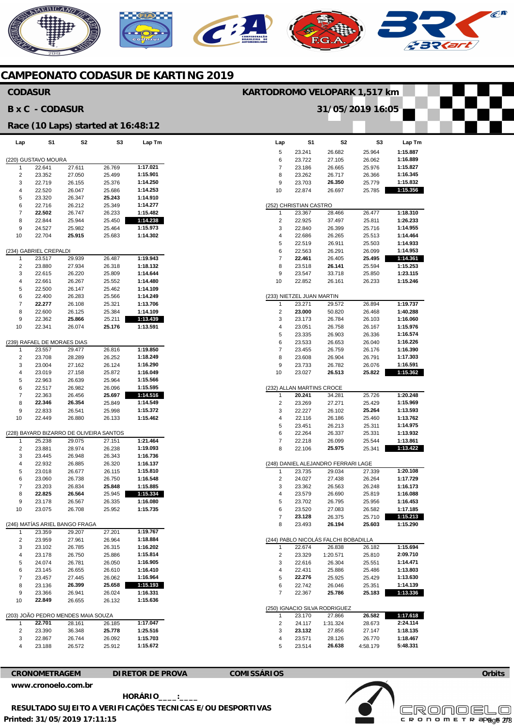# CAMPEONATO CODASUR DE KARTING 2019

## CODASUR

**KARTODROMO VELOPARK 1,517 km**

## B x C - CODASUR

**31/05/2019 16:05**

### Race (10 Laps) started at 16:48:12

| Lap | S1 | S2 | S3 | Lap Tm |
|---|---|---|---|---|
| **(220) GUSTAVO MOURA** | | | | |
| 1 | 22.641 | 27.611 | 26.769 | 1:17.021 |
| 2 | 23.352 | 27.050 | 25.499 | 1:15.901 |
| 3 | 22.719 | 26.155 | 25.376 | 1:14.250 |
| 4 | 22.520 | 26.047 | 25.686 | 1:14.253 |
| 5 | 23.320 | 26.347 | **25.243** | 1:14.910 |
| 6 | 22.716 | 26.212 | 25.349 | 1:14.277 |
| 7 | **22.502** | 26.747 | 26.233 | 1:15.482 |
| 8 | 22.844 | 25.944 | 25.450 | **1:14.238** |
| 9 | 24.527 | 25.982 | 25.464 | 1:15.973 |
| 10 | 22.704 | **25.915** | 25.683 | 1:14.302 |
| **(234) GABRIEL CREPALDI** | | | | |
| 1 | 23.517 | 29.939 | 26.487 | 1:19.943 |
| 2 | 23.880 | 27.934 | 26.318 | 1:18.132 |
| 3 | 22.615 | 26.220 | 25.809 | 1:14.644 |
| 4 | 22.661 | 26.267 | 25.552 | 1:14.480 |
| 5 | 22.500 | 26.147 | 25.462 | 1:14.109 |
| 6 | 22.400 | 26.283 | 25.566 | 1:14.249 |
| 7 | **22.277** | 26.108 | 25.321 | 1:13.706 |
| 8 | 22.600 | 26.125 | 25.384 | 1:14.109 |
| 9 | 22.362 | **25.866** | 25.211 | **1:13.439** |
| 10 | 22.341 | 26.074 | **25.176** | 1:13.591 |
| **(239) RAFAEL DE MORAES DIAS** | | | | |
| 1 | 23.557 | 29.477 | 26.816 | 1:19.850 |
| 2 | 23.708 | 28.289 | 26.252 | 1:18.249 |
| 3 | 23.004 | 27.162 | 26.124 | 1:16.290 |
| 4 | 23.019 | 27.158 | 25.872 | 1:16.049 |
| 5 | 22.963 | 26.639 | 25.964 | 1:15.566 |
| 6 | 22.517 | 26.982 | 26.096 | 1:15.595 |
| 7 | 22.363 | 26.456 | **25.697** | **1:14.516** |
| 8 | **22.346** | **26.354** | 25.849 | 1:14.549 |
| 9 | 22.833 | 26.541 | 25.998 | 1:15.372 |
| 10 | 22.449 | 26.880 | 26.133 | 1:15.462 |
| **(228) BAYARD BIZARRO DE OLIVEIRA SANTOS** | | | | |
| 1 | 25.238 | 29.075 | 27.151 | 1:21.464 |
| 2 | 23.881 | 28.974 | 26.238 | 1:19.093 |
| 3 | 23.445 | 26.948 | 26.343 | 1:16.736 |
| 4 | 22.932 | 26.885 | 26.320 | 1:16.137 |
| 5 | 23.018 | 26.677 | 26.115 | 1:15.810 |
| 6 | 23.060 | 26.738 | 26.750 | 1:16.548 |
| 7 | 23.203 | 26.834 | **25.848** | 1:15.885 |
| 8 | **22.825** | **26.564** | 25.945 | **1:15.334** |
| 9 | 23.178 | 26.567 | 26.335 | 1:16.080 |
| 10 | 23.075 | 26.708 | 25.952 | 1:15.735 |
| **(246) MATÍAS ARIEL BANGO FRAGA** | | | | |
| 1 | 23.359 | 29.207 | 27.201 | 1:19.767 |
| 2 | 23.959 | 27.961 | 26.964 | 1:18.884 |
| 3 | 23.102 | 26.785 | 26.315 | 1:16.202 |
| 4 | 23.178 | 26.750 | 25.886 | 1:15.814 |
| 5 | 24.074 | 26.781 | 26.050 | 1:16.905 |
| 6 | 23.145 | 26.655 | 26.610 | 1:16.410 |
| 7 | 23.457 | 27.445 | 26.062 | 1:16.964 |
| 8 | 23.136 | **26.399** | **25.658** | **1:15.193** |
| 9 | 23.366 | 26.941 | 26.024 | 1:16.331 |
| 10 | **22.849** | 26.655 | 26.132 | 1:15.636 |
| **(203) JOÃO PEDRO MENDES MAIA SOUZA** | | | | |
| 1 | **22.701** | 28.161 | 26.185 | 1:17.047 |
| 2 | 23.390 | 36.348 | **25.778** | 1:25.516 |
| 3 | 22.867 | 26.744 | 26.092 | 1:15.703 |
| 4 | 23.188 | 26.572 | 25.912 | 1:15.672 |
| 5 | 23.241 | 26.682 | 25.964 | 1:15.887 |
| 6 | 23.722 | 27.105 | 26.062 | 1:16.889 |
| 7 | 23.186 | 26.665 | 25.976 | 1:15.827 |
| 8 | 23.262 | 26.717 | 26.366 | 1:16.345 |
| 9 | 23.703 | **26.350** | 25.779 | 1:15.832 |
| 10 | 22.874 | 26.697 | 25.785 | **1:15.356** |
| **(252) CHRISTIAN CASTRO** | | | | |
| 1 | 23.367 | 28.466 | 26.477 | 1:18.310 |
| 2 | 22.925 | 37.497 | 25.811 | 1:26.233 |
| 3 | 22.840 | 26.399 | 25.716 | 1:14.955 |
| 4 | 22.686 | 26.265 | 25.513 | 1:14.464 |
| 5 | 22.519 | 26.911 | 25.503 | 1:14.933 |
| 6 | 22.563 | 26.291 | 26.099 | 1:14.953 |
| 7 | **22.461** | 26.405 | **25.495** | **1:14.361** |
| 8 | 23.518 | **26.141** | 25.594 | 1:15.253 |
| 9 | 23.547 | 33.718 | 25.850 | 1:23.115 |
| 10 | 22.852 | 26.161 | 26.233 | 1:15.246 |
| **(233) NIETZEL JUAN MARTIN** | | | | |
| 1 | 23.271 | 29.572 | 26.894 | 1:19.737 |
| 2 | **23.000** | 50.820 | 26.468 | 1:40.288 |
| 3 | 23.173 | 26.784 | 26.103 | 1:16.060 |
| 4 | 23.051 | 26.758 | 26.167 | 1:15.976 |
| 5 | 23.335 | 26.903 | 26.336 | 1:16.574 |
| 6 | 23.533 | 26.653 | 26.040 | 1:16.226 |
| 7 | 23.455 | 26.759 | 26.176 | 1:16.390 |
| 8 | 23.608 | 26.904 | 26.791 | 1:17.303 |
| 9 | 23.733 | 26.782 | 26.076 | 1:16.591 |
| 10 | 23.027 | **26.513** | **25.822** | **1:15.362** |
| **(232) ALLAN MARTINS CROCE** | | | | |
| 1 | **20.241** | 34.281 | 25.726 | 1:20.248 |
| 2 | 23.269 | 27.271 | 25.429 | 1:15.969 |
| 3 | 22.227 | 26.102 | **25.264** | 1:13.593 |
| 4 | 22.116 | 26.186 | 25.460 | 1:13.762 |
| 5 | 23.451 | 26.213 | 25.311 | 1:14.975 |
| 6 | 22.264 | 26.337 | 25.331 | 1:13.932 |
| 7 | 22.218 | 26.099 | 25.544 | 1:13.861 |
| 8 | 22.106 | **25.975** | 25.341 | **1:13.422** |
| **(248) DANIEL ALEJANDRO FERRARI LAGE** | | | | |
| 1 | 23.735 | 29.034 | 27.339 | 1:20.108 |
| 2 | 24.027 | 27.438 | 26.264 | 1:17.729 |
| 3 | 23.362 | 26.563 | 26.248 | 1:16.173 |
| 4 | 23.579 | 26.690 | 25.819 | 1:16.088 |
| 5 | 23.702 | 26.795 | 25.956 | 1:16.453 |
| 6 | 23.520 | 27.083 | 26.582 | 1:17.185 |
| 7 | **23.128** | 26.375 | 25.710 | **1:15.213** |
| 8 | 23.493 | **26.194** | **25.603** | 1:15.290 |
| **(244) PABLO NICOLÁS FALCHI BOBADILLA** | | | | |
| 1 | 22.674 | 26.838 | 26.182 | 1:15.694 |
| 2 | 23.329 | 1:20.571 | 25.810 | 2:09.710 |
| 3 | 22.616 | 26.304 | 25.551 | 1:14.471 |
| 4 | 22.431 | 25.886 | 25.486 | 1:13.803 |
| 5 | **22.276** | 25.925 | 25.429 | 1:13.630 |
| 6 | 22.742 | 26.046 | 25.351 | 1:14.139 |
| 7 | 22.367 | **25.786** | **25.183** | **1:13.336** |
| **(250) IGNACIO SILVA RODRIGUEZ** | | | | |
| 1 | 23.170 | 27.866 | **26.582** | **1:17.618** |
| 2 | 24.117 | 1:31.324 | 28.673 | 2:24.114 |
| 3 | **23.132** | 27.856 | 27.147 | 1:18.135 |
| 4 | 23.571 | 28.126 | 26.770 | 1:18.467 |
| 5 | 23.514 | **26.638** | 4:58.179 | 5:48.331 |

**CRONOMETRAGEM** **DIRETOR DE PROVA** **COMISSÁRIOS** **Orbits**

www.cronoelo.com.br

**HORÁRIO____:____**

**RESULTADO SUJEITO A VERIFICAÇÕES TECNICAS E/OU DESPORTIVAS**

**Printed: 31/05/2019 17:11:15**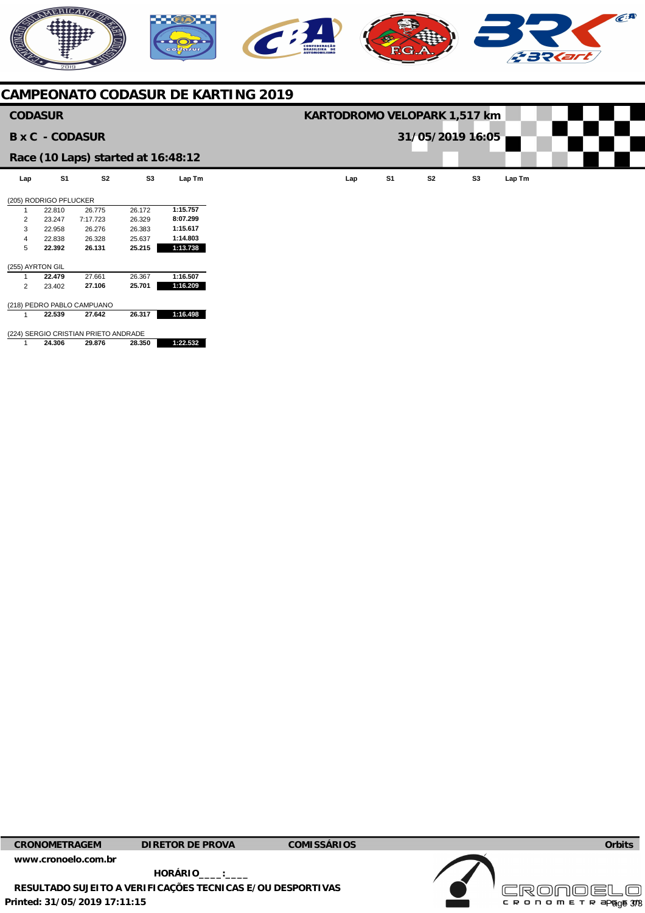# CAMPEONATO CODASUR DE KARTING 2019

**CODASUR** — **KARTODROMO VELOPARK 1,517 km**

**B x C - CODASUR** — **31/05/2019 16:05**

**Race (10 Laps) started at 16:48:12**

| Lap | S1 | S2 | S3 | Lap Tm |
|---|---|---|---|---|
| **(205) RODRIGO PFLUCKER** | | | | |
| 1 | 22.810 | 26.775 | 26.172 | **1:15.757** |
| 2 | 23.247 | 7:17.723 | 26.329 | **8:07.299** |
| 3 | 22.958 | 26.276 | 26.383 | **1:15.617** |
| 4 | 22.838 | 26.328 | 25.637 | **1:14.803** |
| 5 | **22.392** | **26.131** | **25.215** | **1:13.738** |
| **(255) AYRTON GIL** | | | | |
| 1 | **22.479** | 27.661 | 26.367 | **1:16.507** |
| 2 | 23.402 | **27.106** | **25.701** | **1:16.209** |
| **(218) PEDRO PABLO CAMPUANO** | | | | |
| 1 | **22.539** | **27.642** | **26.317** | **1:16.498** |
| **(224) SERGIO CRISTIAN PRIETO ANDRADE** | | | | |
| 1 | **24.306** | **29.876** | **28.350** | **1:22.532** |

**CRONOMETRAGEM** | **DIRETOR DE PROVA** | **COMISSÁRIOS** | **Orbits**

**www.cronoelo.com.br**

**HORÁRIO____:____**

**RESULTADO SUJEITO A VERIFICAÇÕES TECNICAS E/OU DESPORTIVAS**

**Printed: 31/05/2019 17:11:15**